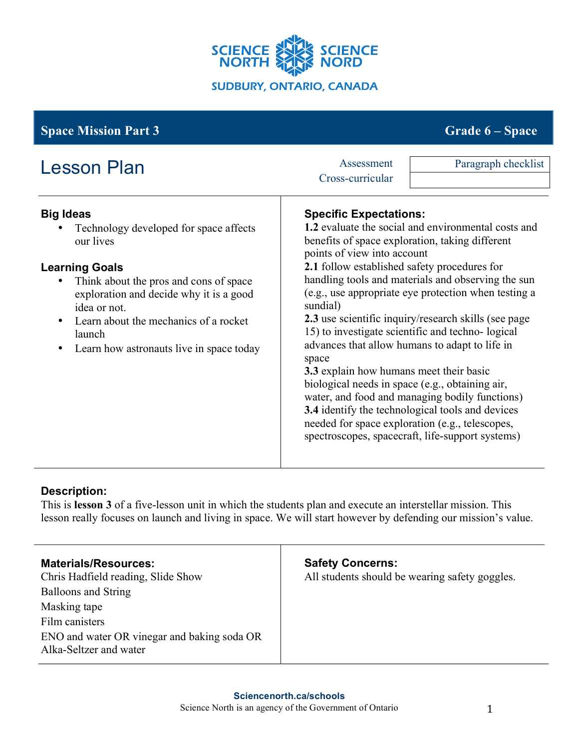SCIENCE NORTH SCIENCE NORD

SUDBURY, ONTARIO, CANADA

**Space Mission Part 3** **Grade 6 – Space**

# Lesson Plan

| Assessment | Paragraph checklist |
|---|---|
| Cross-curricular | |

### Big Ideas

- Technology developed for space affects our lives

### Learning Goals

- Think about the pros and cons of space exploration and decide why it is a good idea or not.
- Learn about the mechanics of a rocket launch
- Learn how astronauts live in space today

### Specific Expectations:

**1.2** evaluate the social and environmental costs and benefits of space exploration, taking different points of view into account
**2.1** follow established safety procedures for handling tools and materials and observing the sun (e.g., use appropriate eye protection when testing a sundial)
**2.3** use scientific inquiry/research skills (see page 15) to investigate scientific and techno- logical advances that allow humans to adapt to life in space
**3.3** explain how humans meet their basic biological needs in space (e.g., obtaining air, water, and food and managing bodily functions)
**3.4** identify the technological tools and devices needed for space exploration (e.g., telescopes, spectroscopes, spacecraft, life-support systems)

### Description:

This is **lesson 3** of a five-lesson unit in which the students plan and execute an interstellar mission. This lesson really focuses on launch and living in space. We will start however by defending our mission's value.

### Materials/Resources:

Chris Hadfield reading, Slide Show
Balloons and String
Masking tape
Film canisters
ENO and water OR vinegar and baking soda OR Alka-Seltzer and water

### Safety Concerns:

All students should be wearing safety goggles.

**Sciencenorth.ca/schools**
Science North is an agency of the Government of Ontario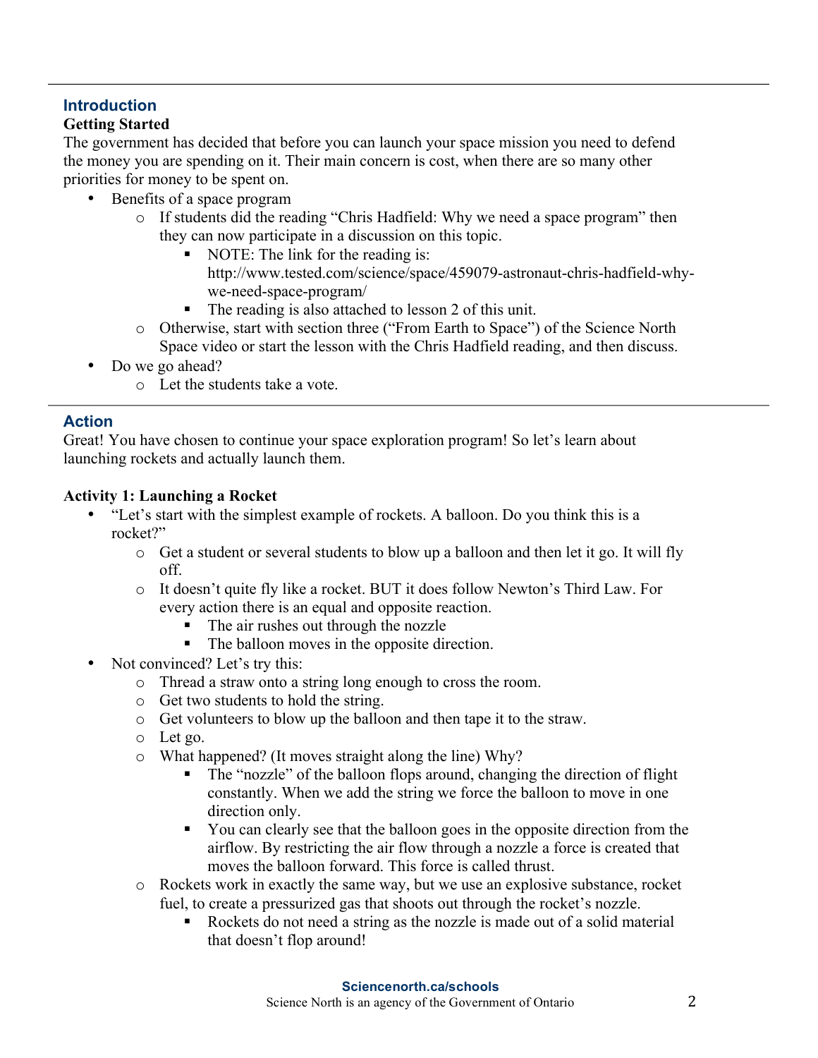## Introduction

**Getting Started**

The government has decided that before you can launch your space mission you need to defend the money you are spending on it. Their main concern is cost, when there are so many other priorities for money to be spent on.

- Benefits of a space program
    - If students did the reading "Chris Hadfield: Why we need a space program" then they can now participate in a discussion on this topic.
        - NOTE: The link for the reading is: http://www.tested.com/science/space/459079-astronaut-chris-hadfield-why-we-need-space-program/
        - The reading is also attached to lesson 2 of this unit.
    - Otherwise, start with section three ("From Earth to Space") of the Science North Space video or start the lesson with the Chris Hadfield reading, and then discuss.
- Do we go ahead?
    - Let the students take a vote.

## Action

Great! You have chosen to continue your space exploration program! So let's learn about launching rockets and actually launch them.

**Activity 1: Launching a Rocket**

- "Let's start with the simplest example of rockets. A balloon. Do you think this is a rocket?"
    - Get a student or several students to blow up a balloon and then let it go. It will fly off.
    - It doesn't quite fly like a rocket. BUT it does follow Newton's Third Law. For every action there is an equal and opposite reaction.
        - The air rushes out through the nozzle
        - The balloon moves in the opposite direction.
- Not convinced? Let's try this:
    - Thread a straw onto a string long enough to cross the room.
    - Get two students to hold the string.
    - Get volunteers to blow up the balloon and then tape it to the straw.
    - Let go.
    - What happened? (It moves straight along the line) Why?
        - The "nozzle" of the balloon flops around, changing the direction of flight constantly. When we add the string we force the balloon to move in one direction only.
        - You can clearly see that the balloon goes in the opposite direction from the airflow. By restricting the air flow through a nozzle a force is created that moves the balloon forward. This force is called thrust.
    - Rockets work in exactly the same way, but we use an explosive substance, rocket fuel, to create a pressurized gas that shoots out through the rocket's nozzle.
        - Rockets do not need a string as the nozzle is made out of a solid material that doesn't flop around!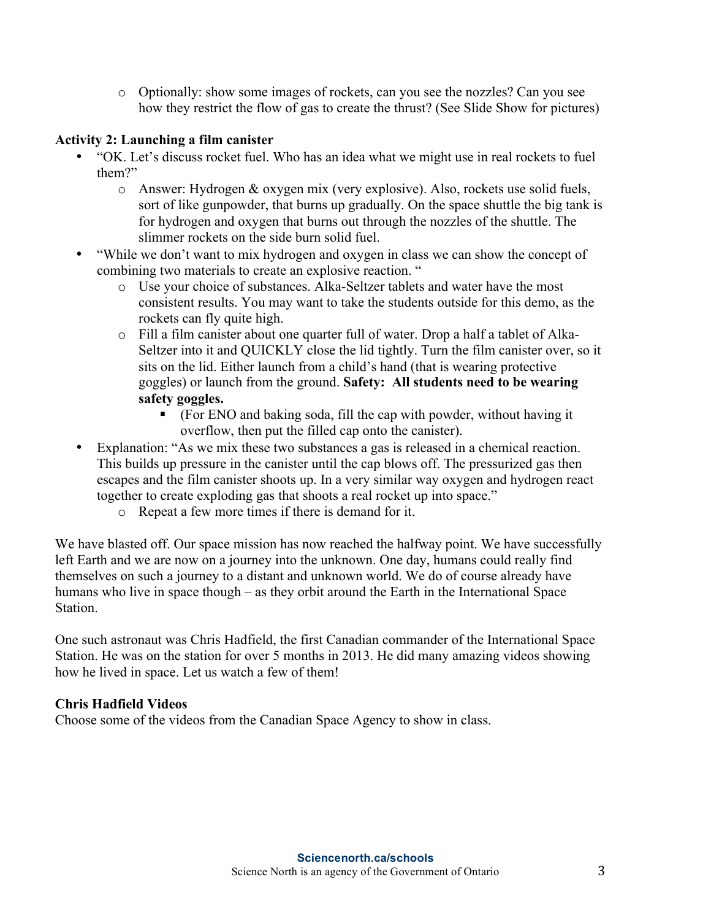- Optionally: show some images of rockets, can you see the nozzles? Can you see how they restrict the flow of gas to create the thrust? (See Slide Show for pictures)

**Activity 2: Launching a film canister**

- "OK. Let's discuss rocket fuel. Who has an idea what we might use in real rockets to fuel them?"
    - Answer: Hydrogen & oxygen mix (very explosive). Also, rockets use solid fuels, sort of like gunpowder, that burns up gradually. On the space shuttle the big tank is for hydrogen and oxygen that burns out through the nozzles of the shuttle. The slimmer rockets on the side burn solid fuel.
- "While we don't want to mix hydrogen and oxygen in class we can show the concept of combining two materials to create an explosive reaction. "
    - Use your choice of substances. Alka-Seltzer tablets and water have the most consistent results. You may want to take the students outside for this demo, as the rockets can fly quite high.
    - Fill a film canister about one quarter full of water. Drop a half a tablet of Alka-Seltzer into it and QUICKLY close the lid tightly. Turn the film canister over, so it sits on the lid. Either launch from a child's hand (that is wearing protective goggles) or launch from the ground. **Safety: All students need to be wearing safety goggles.**
        - (For ENO and baking soda, fill the cap with powder, without having it overflow, then put the filled cap onto the canister).
- Explanation: "As we mix these two substances a gas is released in a chemical reaction. This builds up pressure in the canister until the cap blows off. The pressurized gas then escapes and the film canister shoots up. In a very similar way oxygen and hydrogen react together to create exploding gas that shoots a real rocket up into space."
    - Repeat a few more times if there is demand for it.

We have blasted off. Our space mission has now reached the halfway point. We have successfully left Earth and we are now on a journey into the unknown. One day, humans could really find themselves on such a journey to a distant and unknown world. We do of course already have humans who live in space though – as they orbit around the Earth in the International Space Station.

One such astronaut was Chris Hadfield, the first Canadian commander of the International Space Station. He was on the station for over 5 months in 2013. He did many amazing videos showing how he lived in space. Let us watch a few of them!

**Chris Hadfield Videos**

Choose some of the videos from the Canadian Space Agency to show in class.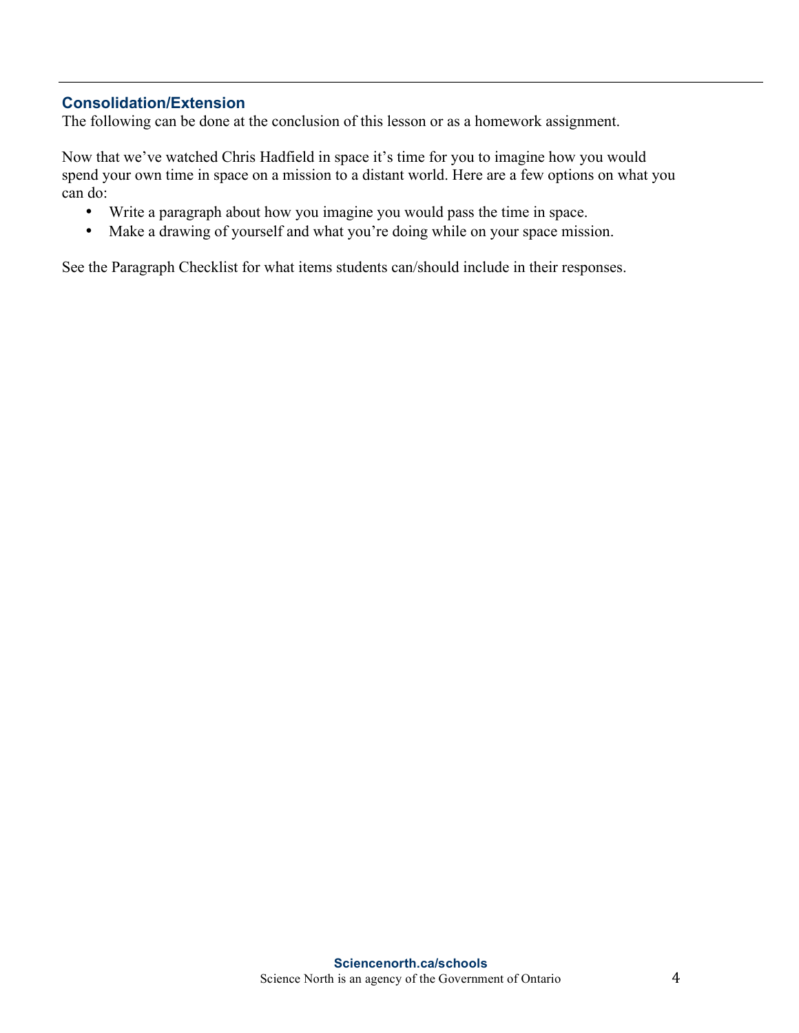## Consolidation/Extension

The following can be done at the conclusion of this lesson or as a homework assignment.

Now that we've watched Chris Hadfield in space it's time for you to imagine how you would spend your own time in space on a mission to a distant world. Here are a few options on what you can do:

- Write a paragraph about how you imagine you would pass the time in space.
- Make a drawing of yourself and what you're doing while on your space mission.

See the Paragraph Checklist for what items students can/should include in their responses.